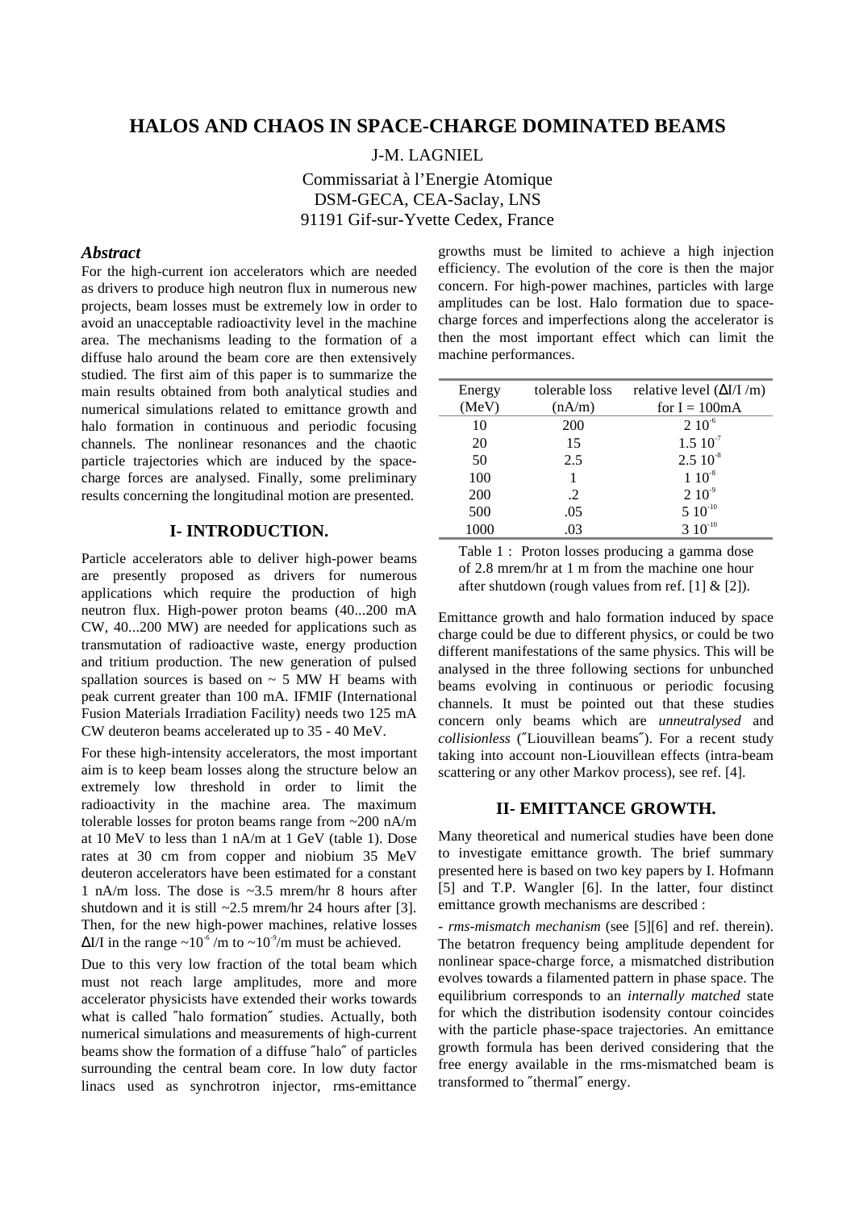# HALOS AND CHAOS IN SPACE-CHARGE DOMINATED BEAMS

J-M. LAGNIEL

Commissariat à l'Energie Atomique
DSM-GECA, CEA-Saclay, LNS
91191 Gif-sur-Yvette Cedex, France

### *Abstract*

For the high-current ion accelerators which are needed as drivers to produce high neutron flux in numerous new projects, beam losses must be extremely low in order to avoid an unacceptable radioactivity level in the machine area. The mechanisms leading to the formation of a diffuse halo around the beam core are then extensively studied. The first aim of this paper is to summarize the main results obtained from both analytical studies and numerical simulations related to emittance growth and halo formation in continuous and periodic focusing channels. The nonlinear resonances and the chaotic particle trajectories which are induced by the space-charge forces are analysed. Finally, some preliminary results concerning the longitudinal motion are presented.

## I- INTRODUCTION.

Particle accelerators able to deliver high-power beams are presently proposed as drivers for numerous applications which require the production of high neutron flux. High-power proton beams (40...200 mA CW, 40...200 MW) are needed for applications such as transmutation of radioactive waste, energy production and tritium production. The new generation of pulsed spallation sources is based on ~ 5 MW $H^-$ beams with peak current greater than 100 mA. IFMIF (International Fusion Materials Irradiation Facility) needs two 125 mA CW deuteron beams accelerated up to 35 - 40 MeV.

For these high-intensity accelerators, the most important aim is to keep beam losses along the structure below an extremely low threshold in order to limit the radioactivity in the machine area. The maximum tolerable losses for proton beams range from ~200 nA/m at 10 MeV to less than 1 nA/m at 1 GeV (table 1). Dose rates at 30 cm from copper and niobium 35 MeV deuteron accelerators have been estimated for a constant 1 nA/m loss. The dose is ~3.5 mrem/hr 8 hours after shutdown and it is still ~2.5 mrem/hr 24 hours after [3]. Then, for the new high-power machines, relative losses $\Delta I/I$ in the range ~$10^{-6}$ /m to ~$10^{-9}$/m must be achieved.

Due to this very low fraction of the total beam which must not reach large amplitudes, more and more accelerator physicists have extended their works towards what is called ″halo formation″ studies. Actually, both numerical simulations and measurements of high-current beams show the formation of a diffuse ″halo″ of particles surrounding the central beam core. In low duty factor linacs used as synchrotron injector, rms-emittance growths must be limited to achieve a high injection efficiency. The evolution of the core is then the major concern. For high-power machines, particles with large amplitudes can be lost. Halo formation due to space-charge forces and imperfections along the accelerator is then the most important effect which can limit the machine performances.

| Energy (MeV) | tolerable loss (nA/m) | relative level ($\Delta I/I$ /m) for I = 100mA |
|---|---|---|
| 10 | 200 | $2\ 10^{-6}$ |
| 20 | 15 | $1.5\ 10^{-7}$ |
| 50 | 2.5 | $2.5\ 10^{-8}$ |
| 100 | 1 | $1\ 10^{-8}$ |
| 200 | .2 | $2\ 10^{-9}$ |
| 500 | .05 | $5\ 10^{-10}$ |
| 1000 | .03 | $3\ 10^{-10}$ |

Table 1 : Proton losses producing a gamma dose of 2.8 mrem/hr at 1 m from the machine one hour after shutdown (rough values from ref. [1] & [2]).

Emittance growth and halo formation induced by space charge could be due to different physics, or could be two different manifestations of the same physics. This will be analysed in the three following sections for unbunched beams evolving in continuous or periodic focusing channels. It must be pointed out that these studies concern only beams which are *unneutralysed* and *collisionless* (″Liouvillean beams″). For a recent study taking into account non-Liouvillean effects (intra-beam scattering or any other Markov process), see ref. [4].

## II- EMITTANCE GROWTH.

Many theoretical and numerical studies have been done to investigate emittance growth. The brief summary presented here is based on two key papers by I. Hofmann [5] and T.P. Wangler [6]. In the latter, four distinct emittance growth mechanisms are described :

- *rms-mismatch mechanism* (see [5][6] and ref. therein). The betatron frequency being amplitude dependent for nonlinear space-charge force, a mismatched distribution evolves towards a filamented pattern in phase space. The equilibrium corresponds to an *internally matched* state for which the distribution isodensity contour coincides with the particle phase-space trajectories. An emittance growth formula has been derived considering that the free energy available in the rms-mismatched beam is transformed to ″thermal″ energy.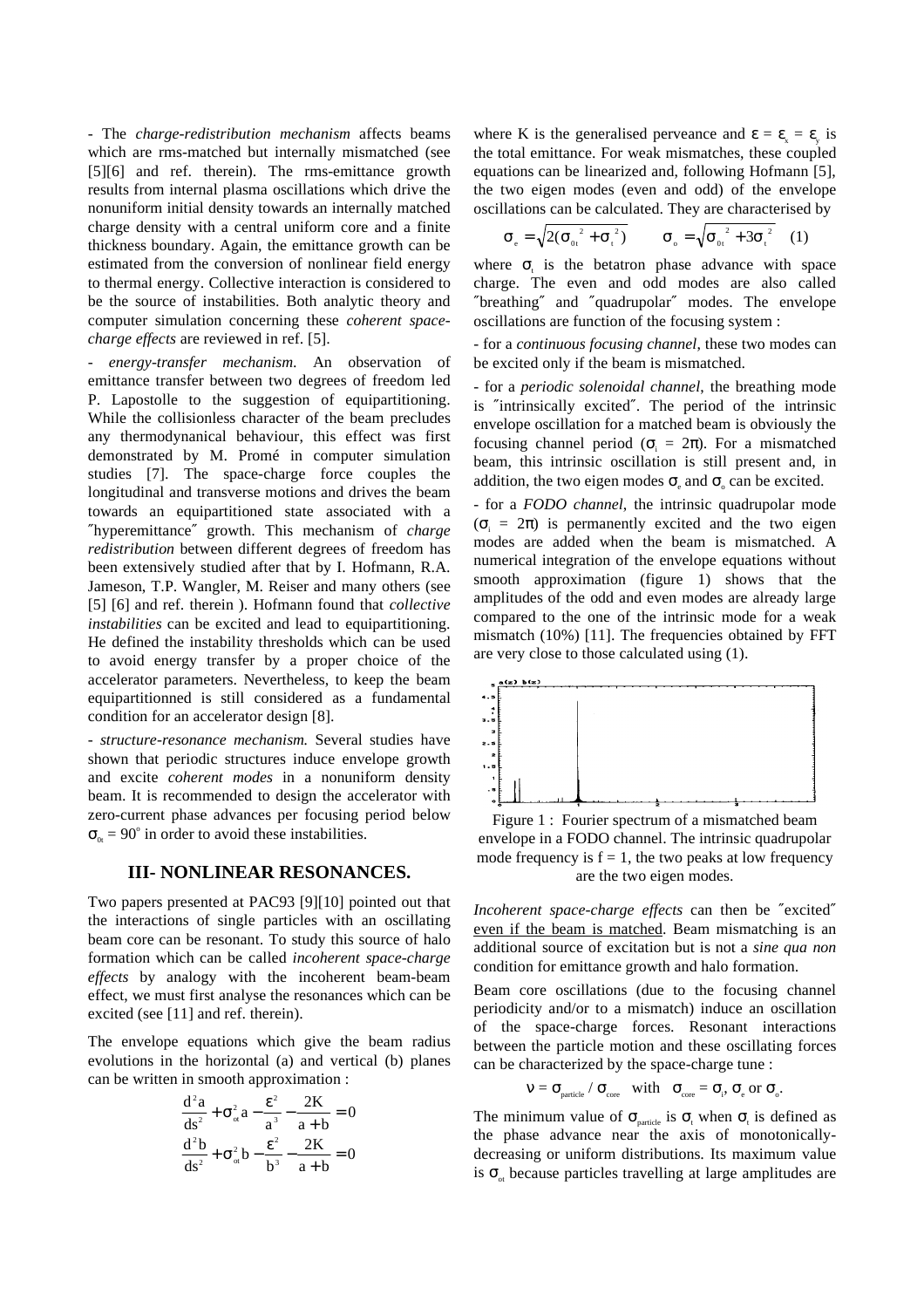- The *charge-redistribution mechanism* affects beams which are rms-matched but internally mismatched (see [5][6] and ref. therein). The rms-emittance growth results from internal plasma oscillations which drive the nonuniform initial density towards an internally matched charge density with a central uniform core and a finite thickness boundary. Again, the emittance growth can be estimated from the conversion of nonlinear field energy to thermal energy. Collective interaction is considered to be the source of instabilities. Both analytic theory and computer simulation concerning these *coherent space-charge effects* are reviewed in ref. [5].

- *energy-transfer mechanism.* An observation of emittance transfer between two degrees of freedom led P. Lapostolle to the suggestion of equipartitioning. While the collisionless character of the beam precludes any thermodynanical behaviour, this effect was first demonstrated by M. Promé in computer simulation studies [7]. The space-charge force couples the longitudinal and transverse motions and drives the beam towards an equipartitioned state associated with a ″hyperemittance″ growth. This mechanism of *charge redistribution* between different degrees of freedom has been extensively studied after that by I. Hofmann, R.A. Jameson, T.P. Wangler, M. Reiser and many others (see [5] [6] and ref. therein ). Hofmann found that *collective instabilities* can be excited and lead to equipartitioning. He defined the instability thresholds which can be used to avoid energy transfer by a proper choice of the accelerator parameters. Nevertheless, to keep the beam equipartitionned is still considered as a fundamental condition for an accelerator design [8].

- *structure-resonance mechanism.* Several studies have shown that periodic structures induce envelope growth and excite *coherent modes* in a nonuniform density beam. It is recommended to design the accelerator with zero-current phase advances per focusing period below $\sigma_{0t} = 90^{\circ}$ in order to avoid these instabilities.

## III- NONLINEAR RESONANCES.

Two papers presented at PAC93 [9][10] pointed out that the interactions of single particles with an oscillating beam core can be resonant. To study this source of halo formation which can be called *incoherent space-charge effects* by analogy with the incoherent beam-beam effect, we must first analyse the resonances which can be excited (see [11] and ref. therein).

The envelope equations which give the beam radius evolutions in the horizontal (a) and vertical (b) planes can be written in smooth approximation :

$$\frac{d^2a}{ds^2} + \sigma_{ot}^2 a - \frac{\varepsilon^2}{a^3} - \frac{2K}{a+b} = 0$$

$$\frac{d^2b}{ds^2} + \sigma_{ot}^2 b - \frac{\varepsilon^2}{b^3} - \frac{2K}{a+b} = 0$$

where K is the generalised perveance and $\varepsilon = \varepsilon_x = \varepsilon_y$ is the total emittance. For weak mismatches, these coupled equations can be linearized and, following Hofmann [5], the two eigen modes (even and odd) of the envelope oscillations can be calculated. They are characterised by

$$\sigma_e = \sqrt{2(\sigma_{0t}^{\ 2} + \sigma_t^{\ 2})} \qquad \sigma_o = \sqrt{\sigma_{0t}^{\ 2} + 3\sigma_t^{\ 2}} \quad (1)$$

where $\sigma_t$ is the betatron phase advance with space charge. The even and odd modes are also called ″breathing″ and ″quadrupolar″ modes. The envelope oscillations are function of the focusing system :

- for a *continuous focusing channel*, these two modes can be excited only if the beam is mismatched.

- for a *periodic solenoidal channel*, the breathing mode is ″intrinsically excited″. The period of the intrinsic envelope oscillation for a matched beam is obviously the focusing channel period ($\sigma_i = 2\pi$). For a mismatched beam, this intrinsic oscillation is still present and, in addition, the two eigen modes $\sigma_e$ and $\sigma_o$ can be excited.

- for a *FODO channel*, the intrinsic quadrupolar mode ($\sigma_i = 2\pi$) is permanently excited and the two eigen modes are added when the beam is mismatched. A numerical integration of the envelope equations without smooth approximation (figure 1) shows that the amplitudes of the odd and even modes are already large compared to the one of the intrinsic mode for a weak mismatch (10%) [11]. The frequencies obtained by FFT are very close to those calculated using (1).

Figure 1 : Fourier spectrum of a mismatched beam envelope in a FODO channel. The intrinsic quadrupolar mode frequency is f = 1, the two peaks at low frequency are the two eigen modes.

*Incoherent space-charge effects* can then be ″excited″ <u>even if the beam is matched</u>. Beam mismatching is an additional source of excitation but is not a *sine qua non* condition for emittance growth and halo formation.

Beam core oscillations (due to the focusing channel periodicity and/or to a mismatch) induce an oscillation of the space-charge forces. Resonant interactions between the particle motion and these oscillating forces can be characterized by the space-charge tune :

$$\nu = \sigma_{particle} / \sigma_{core} \quad \text{with} \quad \sigma_{core} = \sigma_i, \sigma_e \text{ or } \sigma_o.$$

The minimum value of $\sigma_{particle}$ is $\sigma_t$ when $\sigma_t$ is defined as the phase advance near the axis of monotonically-decreasing or uniform distributions. Its maximum value is $\sigma_{ot}$ because particles travelling at large amplitudes are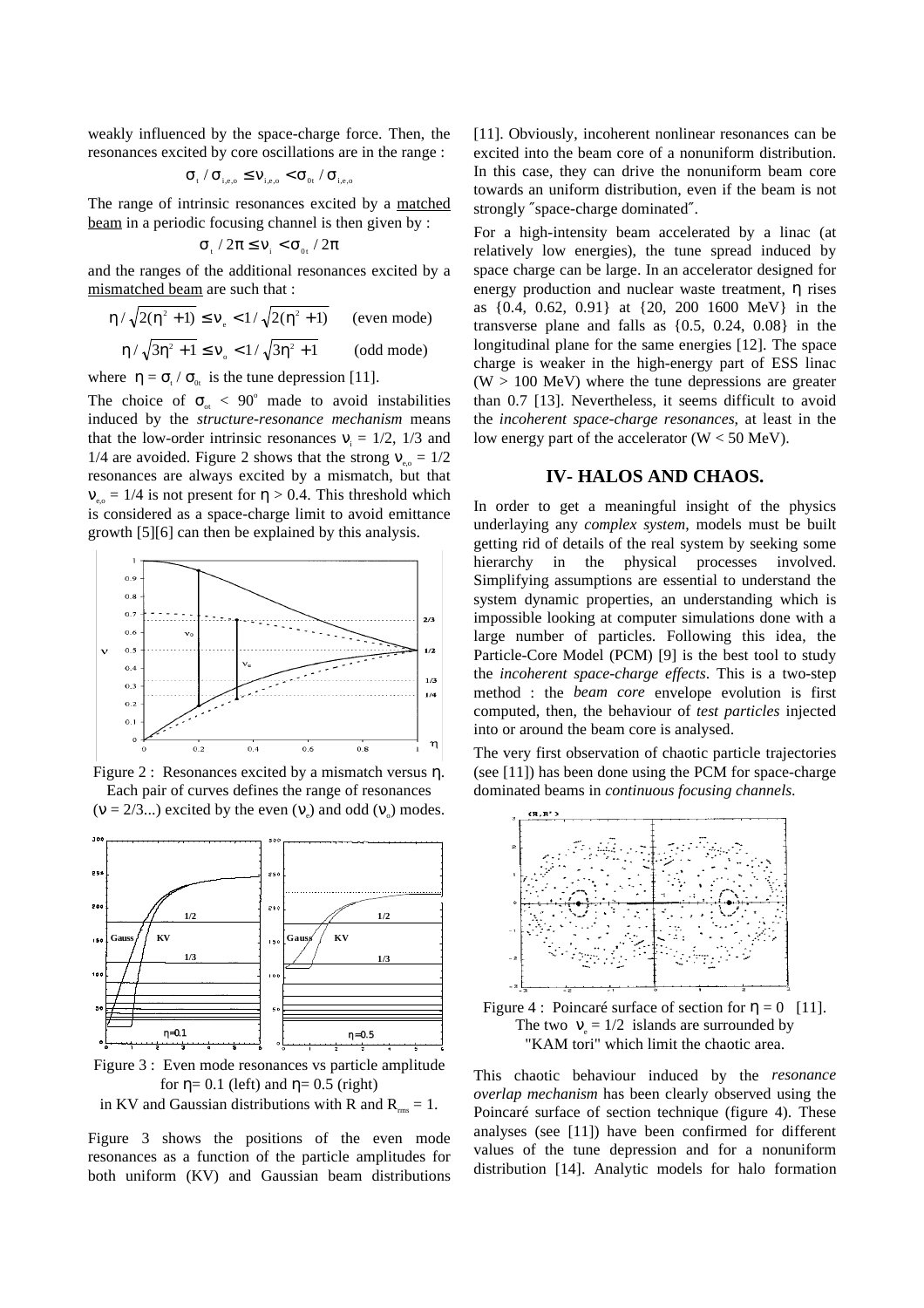weakly influenced by the space-charge force. Then, the resonances excited by core oscillations are in the range :

$$\sigma_t / \sigma_{i,e,o} \le \nu_{i,e,o} < \sigma_{0t} / \sigma_{i,e,o}$$

The range of intrinsic resonances excited by a matched beam in a periodic focusing channel is then given by :

$$\sigma_t / 2\pi \le \nu_i < \sigma_{0t} / 2\pi$$

and the ranges of the additional resonances excited by a mismatched beam are such that :

$$\eta / \sqrt{2(\eta^2 + 1)} \le \nu_e < 1 / \sqrt{2(\eta^2 + 1)} \qquad \text{(even mode)}$$

$$\eta / \sqrt{3\eta^2 + 1} \le \nu_o < 1 / \sqrt{3\eta^2 + 1} \qquad \text{(odd mode)}$$

where $\eta = \sigma_t / \sigma_{0t}$ is the tune depression [11].

The choice of $\sigma_{0t} < 90^o$ made to avoid instabilities induced by the *structure-resonance mechanism* means that the low-order intrinsic resonances $\nu_i = 1/2$, 1/3 and 1/4 are avoided. Figure 2 shows that the strong $\nu_{e,o} = 1/2$ resonances are always excited by a mismatch, but that $\nu_{e,o} = 1/4$ is not present for $\eta > 0.4$. This threshold which is considered as a space-charge limit to avoid emittance growth [5][6] can then be explained by this analysis.

Figure 2 : Resonances excited by a mismatch versus $\eta$. Each pair of curves defines the range of resonances ($\nu$ = 2/3...) excited by the even ($\nu_e$) and odd ($\nu_o$) modes.

Figure 3 : Even mode resonances vs particle amplitude for $\eta$= 0.1 (left) and $\eta$= 0.5 (right) in KV and Gaussian distributions with R and $R_{rms}$ = 1.

Figure 3 shows the positions of the even mode resonances as a function of the particle amplitudes for both uniform (KV) and Gaussian beam distributions [11]. Obviously, incoherent nonlinear resonances can be excited into the beam core of a nonuniform distribution. In this case, they can drive the nonuniform beam core towards an uniform distribution, even if the beam is not strongly ″space-charge dominated″.

For a high-intensity beam accelerated by a linac (at relatively low energies), the tune spread induced by space charge can be large. In an accelerator designed for energy production and nuclear waste treatment, $\eta$ rises as {0.4, 0.62, 0.91} at {20, 200 1600 MeV} in the transverse plane and falls as {0.5, 0.24, 0.08} in the longitudinal plane for the same energies [12]. The space charge is weaker in the high-energy part of ESS linac (W > 100 MeV) where the tune depressions are greater than 0.7 [13]. Nevertheless, it seems difficult to avoid the *incoherent space-charge resonances*, at least in the low energy part of the accelerator (W < 50 MeV).

## IV- HALOS AND CHAOS.

In order to get a meaningful insight of the physics underlaying any *complex system*, models must be built getting rid of details of the real system by seeking some hierarchy in the physical processes involved. Simplifying assumptions are essential to understand the system dynamic properties, an understanding which is impossible looking at computer simulations done with a large number of particles. Following this idea, the Particle-Core Model (PCM) [9] is the best tool to study the *incoherent space-charge effects*. This is a two-step method : the *beam core* envelope evolution is first computed, then, the behaviour of *test particles* injected into or around the beam core is analysed.

The very first observation of chaotic particle trajectories (see [11]) has been done using the PCM for space-charge dominated beams in *continuous focusing channels.*

Figure 4 : Poincaré surface of section for $\eta$ = 0 [11]. The two $\nu_e$ = 1/2 islands are surrounded by "KAM tori" which limit the chaotic area.

This chaotic behaviour induced by the *resonance overlap mechanism* has been clearly observed using the Poincaré surface of section technique (figure 4). These analyses (see [11]) have been confirmed for different values of the tune depression and for a nonuniform distribution [14]. Analytic models for halo formation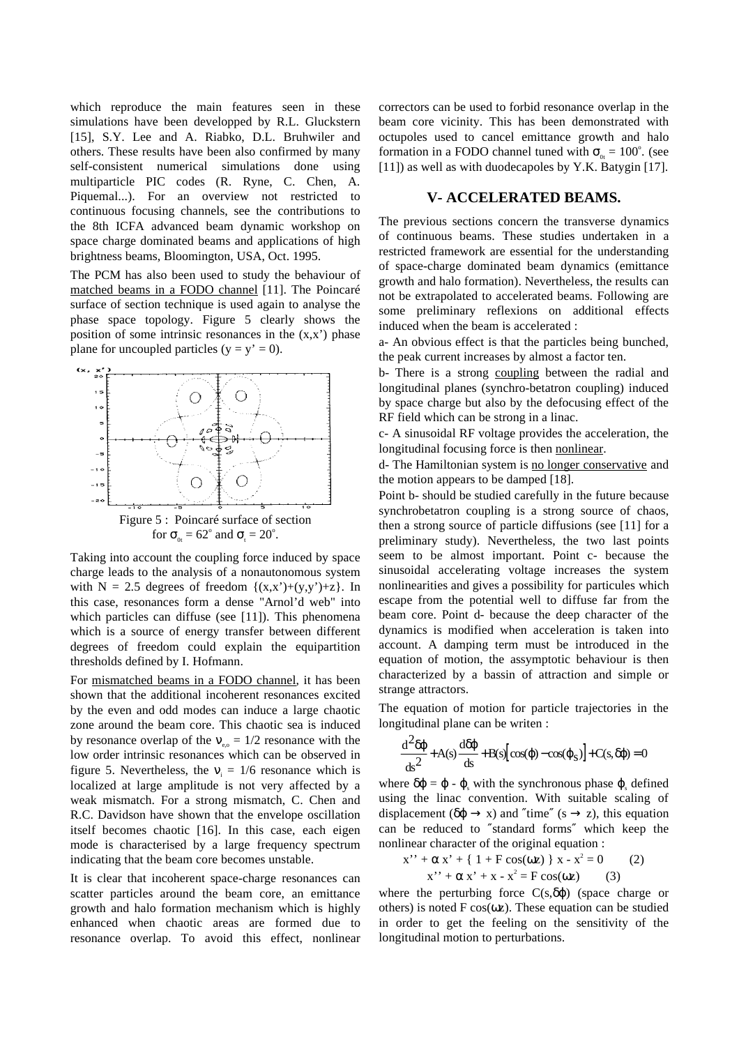which reproduce the main features seen in these simulations have been developped by R.L. Gluckstern [15], S.Y. Lee and A. Riabko, D.L. Bruhwiler and others. These results have been also confirmed by many self-consistent numerical simulations done using multiparticle PIC codes (R. Ryne, C. Chen, A. Piquemal...). For an overview not restricted to continuous focusing channels, see the contributions to the 8th ICFA advanced beam dynamic workshop on space charge dominated beams and applications of high brightness beams, Bloomington, USA, Oct. 1995.

The PCM has also been used to study the behaviour of matched beams in a FODO channel [11]. The Poincaré surface of section technique is used again to analyse the phase space topology. Figure 5 clearly shows the position of some intrinsic resonances in the (x,x') phase plane for uncoupled particles (y = y' = 0).

Figure 5 : Poincaré surface of section for $\sigma_{0t} = 62^\circ$ and $\sigma_t = 20^\circ$.

Taking into account the coupling force induced by space charge leads to the analysis of a nonautonomous system with N = 2.5 degrees of freedom {(x,x')+(y,y')+z}. In this case, resonances form a dense "Arnol'd web" into which particles can diffuse (see [11]). This phenomena which is a source of energy transfer between different degrees of freedom could explain the equipartition thresholds defined by I. Hofmann.

For mismatched beams in a FODO channel, it has been shown that the additional incoherent resonances excited by the even and odd modes can induce a large chaotic zone around the beam core. This chaotic sea is induced by resonance overlap of the $\nu_{e,o} = 1/2$ resonance with the low order intrinsic resonances which can be observed in figure 5. Nevertheless, the $\nu_i = 1/6$ resonance which is localized at large amplitude is not very affected by a weak mismatch. For a strong mismatch, C. Chen and R.C. Davidson have shown that the envelope oscillation itself becomes chaotic [16]. In this case, each eigen mode is characterised by a large frequency spectrum indicating that the beam core becomes unstable.

It is clear that incoherent space-charge resonances can scatter particles around the beam core, an emittance growth and halo formation mechanism which is highly enhanced when chaotic areas are formed due to resonance overlap. To avoid this effect, nonlinear correctors can be used to forbid resonance overlap in the beam core vicinity. This has been demonstrated with octupoles used to cancel emittance growth and halo formation in a FODO channel tuned with $\sigma_{0t} = 100^\circ$. (see [11]) as well as with duodecapoles by Y.K. Batygin [17].

## V- ACCELERATED BEAMS.

The previous sections concern the transverse dynamics of continuous beams. These studies undertaken in a restricted framework are essential for the understanding of space-charge dominated beam dynamics (emittance growth and halo formation). Nevertheless, the results can not be extrapolated to accelerated beams. Following are some preliminary reflexions on additional effects induced when the beam is accelerated :

a- An obvious effect is that the particles being bunched, the peak current increases by almost a factor ten.

b- There is a strong coupling between the radial and longitudinal planes (synchro-betatron coupling) induced by space charge but also by the defocusing effect of the RF field which can be strong in a linac.

c- A sinusoidal RF voltage provides the acceleration, the longitudinal focusing force is then nonlinear.

d- The Hamiltonian system is no longer conservative and the motion appears to be damped [18].

Point b- should be studied carefully in the future because synchrobetatron coupling is a strong source of chaos, then a strong source of particle diffusions (see [11] for a preliminary study). Nevertheless, the two last points seem to be almost important. Point c- because the sinusoidal accelerating voltage increases the system nonlinearities and gives a possibility for particules which escape from the potential well to diffuse far from the beam core. Point d- because the deep character of the dynamics is modified when acceleration is taken into account. A damping term must be introduced in the equation of motion, the assymptotic behaviour is then characterized by a bassin of attraction and simple or strange attractors.

The equation of motion for particle trajectories in the longitudinal plane can be writen :

$$\frac{d^2\delta\varphi}{ds^2} + A(s)\frac{d\delta\varphi}{ds} + B(s)\left[\cos(\varphi) - \cos(\varphi_S)\right] + C(s,\delta\varphi) = 0$$

where $\delta\varphi = \varphi - \varphi_s$ with the synchronous phase $\varphi_s$ defined using the linac convention. With suitable scaling of displacement ($\delta\varphi \rightarrow$ x) and ″time″ (s $\rightarrow$ z), this equation can be reduced to ″standard forms″ which keep the nonlinear character of the original equation :

$$x'' + \alpha\, x' + \{\, 1 + F\cos(\omega z)\,\}\, x - x^2 = 0 \qquad (2)$$

$$x'' + \alpha\, x' + x - x^2 = F\cos(\omega z) \qquad (3)$$

where the perturbing force $C(s,\delta\varphi)$ (space charge or others) is noted $F\cos(\omega z)$. These equation can be studied in order to get the feeling on the sensitivity of the longitudinal motion to perturbations.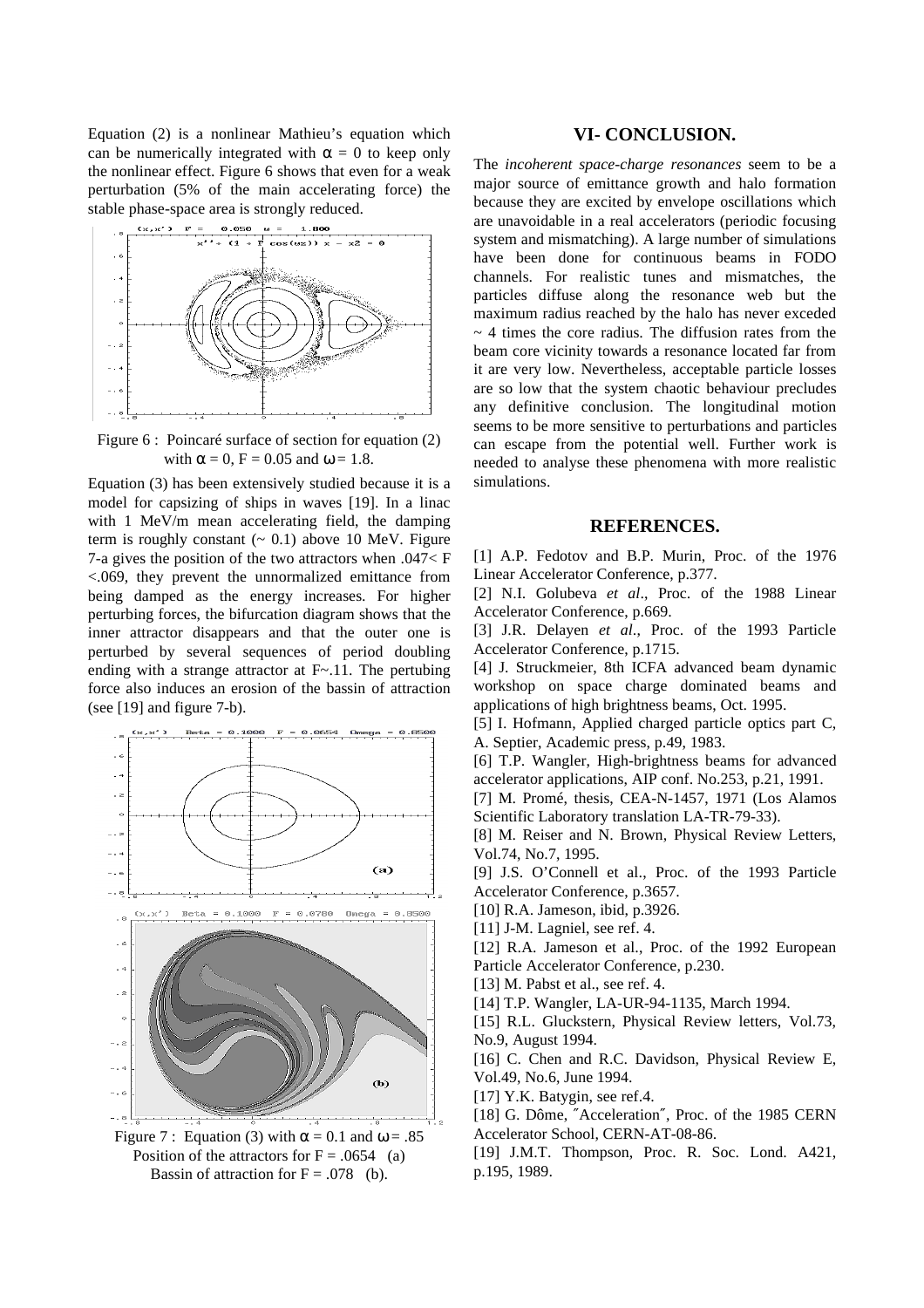Equation (2) is a nonlinear Mathieu's equation which can be numerically integrated with $\alpha = 0$ to keep only the nonlinear effect. Figure 6 shows that even for a weak perturbation (5% of the main accelerating force) the stable phase-space area is strongly reduced.

(x,x') F = 0.050 ω = 1.800

x'' + (1 + F cos(ωz)) x − x2 = 0

Figure 6 : Poincaré surface of section for equation (2) with $\alpha = 0$, $F = 0.05$ and $\omega = 1.8$.

Equation (3) has been extensively studied because it is a model for capsizing of ships in waves [19]. In a linac with 1 MeV/m mean accelerating field, the damping term is roughly constant (~ 0.1) above 10 MeV. Figure 7-a gives the position of the two attractors when $.047 < F < .069$, they prevent the unnormalized emittance from being damped as the energy increases. For higher perturbing forces, the bifurcation diagram shows that the inner attractor disappears and that the outer one is perturbed by several sequences of period doubling ending with a strange attractor at F~.11. The pertubing force also induces an erosion of the bassin of attraction (see [19] and figure 7-b).

(x,x') Beta = 0.1000 F = 0.0654 Omega = 0.8500

(a)

(x,x') Beta = 0.1000 F = 0.0780 Omega = 0.8500

(b)

Figure 7 : Equation (3) with $\alpha = 0.1$ and $\omega = .85$
Position of the attractors for $F = .0654$ (a)
Bassin of attraction for $F = .078$ (b).

## VI- CONCLUSION.

The *incoherent space-charge resonances* seem to be a major source of emittance growth and halo formation because they are excited by envelope oscillations which are unavoidable in a real accelerators (periodic focusing system and mismatching). A large number of simulations have been done for continuous beams in FODO channels. For realistic tunes and mismatches, the particles diffuse along the resonance web but the maximum radius reached by the halo has never exceded ~ 4 times the core radius. The diffusion rates from the beam core vicinity towards a resonance located far from it are very low. Nevertheless, acceptable particle losses are so low that the system chaotic behaviour precludes any definitive conclusion. The longitudinal motion seems to be more sensitive to perturbations and particles can escape from the potential well. Further work is needed to analyse these phenomena with more realistic simulations.

## REFERENCES.

[1] A.P. Fedotov and B.P. Murin, Proc. of the 1976 Linear Accelerator Conference, p.377.

[2] N.I. Golubeva *et al*., Proc. of the 1988 Linear Accelerator Conference, p.669.

[3] J.R. Delayen *et al*., Proc. of the 1993 Particle Accelerator Conference, p.1715.

[4] J. Struckmeier, 8th ICFA advanced beam dynamic workshop on space charge dominated beams and applications of high brightness beams, Oct. 1995.

[5] I. Hofmann, Applied charged particle optics part C, A. Septier, Academic press, p.49, 1983.

[6] T.P. Wangler, High-brightness beams for advanced accelerator applications, AIP conf. No.253, p.21, 1991.

[7] M. Promé, thesis, CEA-N-1457, 1971 (Los Alamos Scientific Laboratory translation LA-TR-79-33).

[8] M. Reiser and N. Brown, Physical Review Letters, Vol.74, No.7, 1995.

[9] J.S. O'Connell et al., Proc. of the 1993 Particle Accelerator Conference, p.3657.

[10] R.A. Jameson, ibid, p.3926.

[11] J-M. Lagniel, see ref. 4.

[12] R.A. Jameson et al., Proc. of the 1992 European Particle Accelerator Conference, p.230.

[13] M. Pabst et al., see ref. 4.

[14] T.P. Wangler, LA-UR-94-1135, March 1994.

[15] R.L. Gluckstern, Physical Review letters, Vol.73, No.9, August 1994.

[16] C. Chen and R.C. Davidson, Physical Review E, Vol.49, No.6, June 1994.

[17] Y.K. Batygin, see ref.4.

[18] G. Dôme, ″Acceleration″, Proc. of the 1985 CERN Accelerator School, CERN-AT-08-86.

[19] J.M.T. Thompson, Proc. R. Soc. Lond. A421, p.195, 1989.